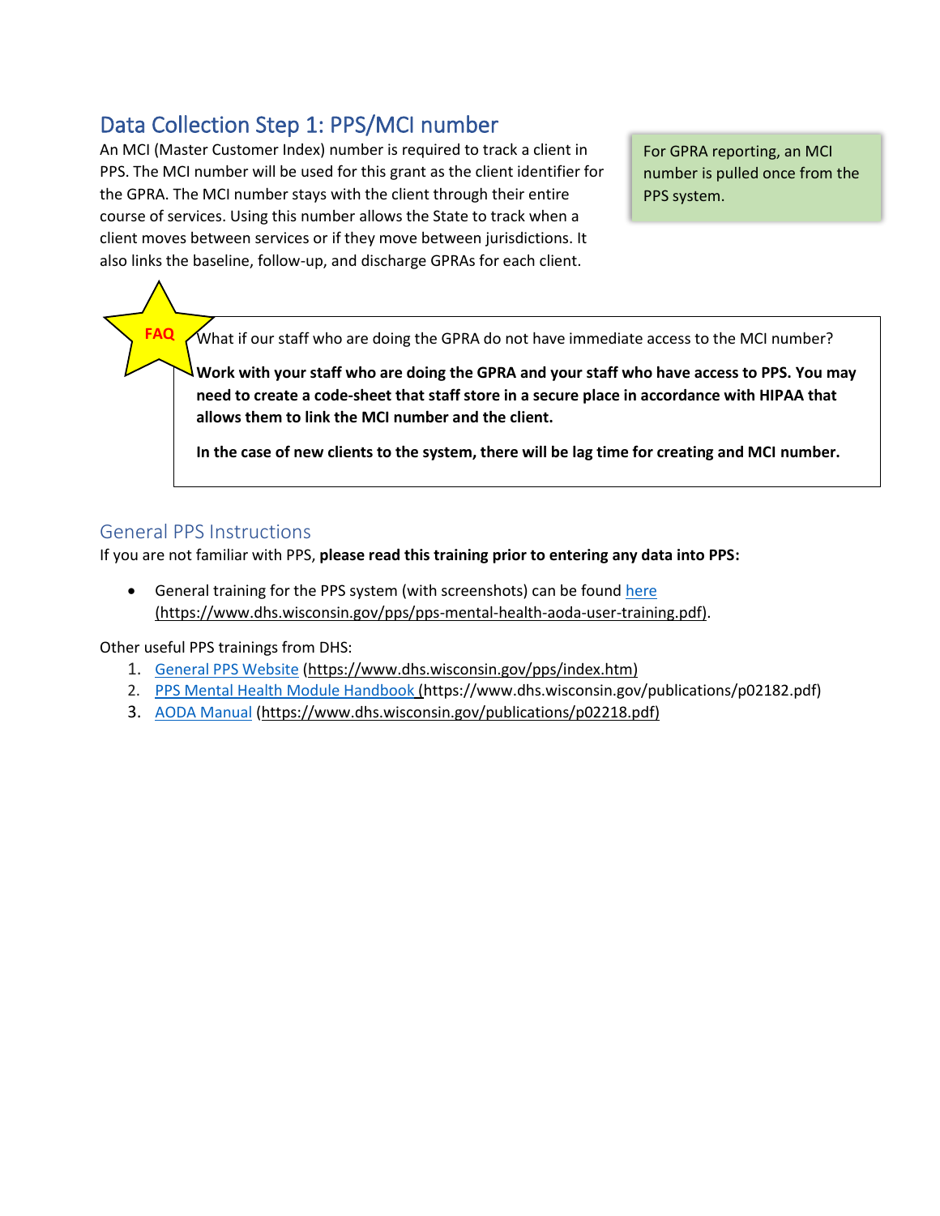## Data Collection Step 1: PPS/MCI number

An MCI (Master Customer Index) number is required to track a client in PPS. The MCI number will be used for this grant as the client identifier for the GPRA. The MCI number stays with the client through their entire course of services. Using this number allows the State to track when a client moves between services or if they move between jurisdictions. It also links the baseline, follow-up, and discharge GPRAs for each client.

For GPRA reporting, an MCI number is pulled once from the PPS system.

**FAQ**

What if our staff who are doing the GPRA do not have immediate access to the MCI number?

**Work with your staff who are doing the GPRA and your staff who have access to PPS. You may need to create a code-sheet that staff store in a secure place in accordance with HIPAA that allows them to link the MCI number and the client.**

**In the case of new clients to the system, there will be lag time for creating and MCI number.**

### General PPS Instructions

If you are not familiar with PPS, **please read this training prior to entering any data into PPS:**

- General training for the PPS system (with screenshots) can be found here (https://www.dhs.wisconsin.gov/pps/pps-mental-health-aoda-user-training.pdf).

Other useful PPS trainings from DHS:

1. General PPS Website (https://www.dhs.wisconsin.gov/pps/index.htm)
2. PPS Mental Health Module Handbook (https://www.dhs.wisconsin.gov/publications/p02182.pdf)
3. AODA Manual (https://www.dhs.wisconsin.gov/publications/p02218.pdf)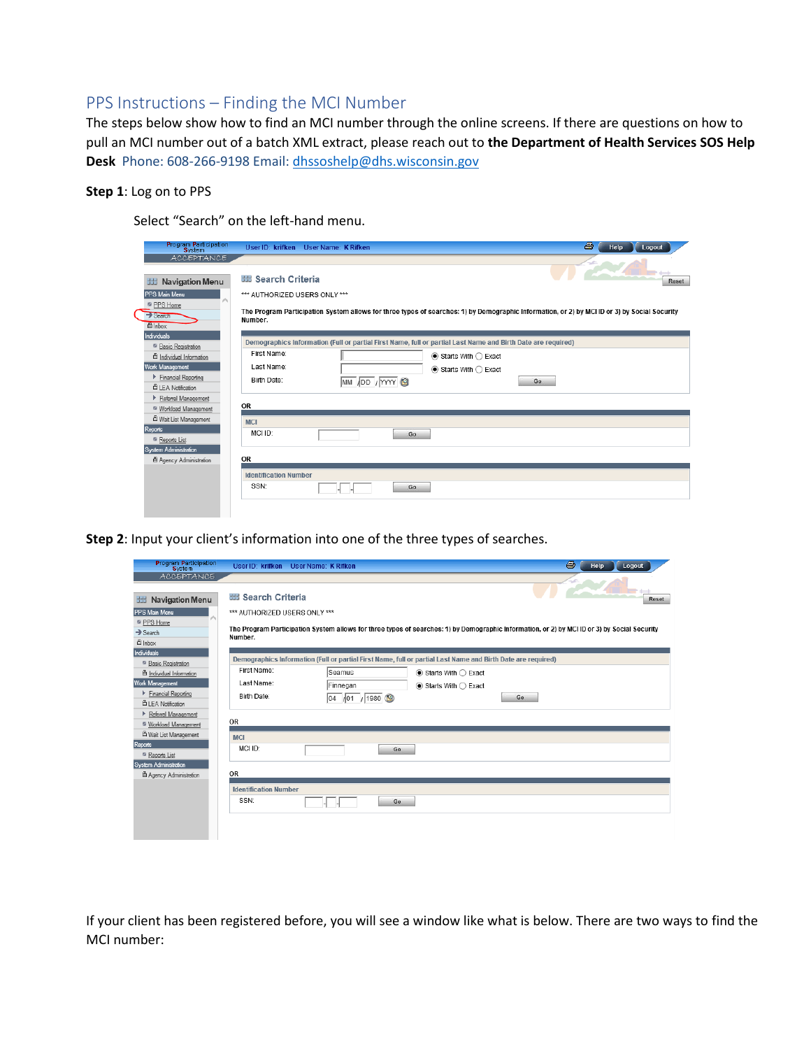## PPS Instructions – Finding the MCI Number

The steps below show how to find an MCI number through the online screens. If there are questions on how to pull an MCI number out of a batch XML extract, please reach out to **the Department of Health Services SOS Help Desk** Phone: 608-266-9198 Email: dhssoshelp@dhs.wisconsin.gov

**Step 1**: Log on to PPS

Select “Search” on the left-hand menu.

**Step 2**: Input your client’s information into one of the three types of searches.

If your client has been registered before, you will see a window like what is below. There are two ways to find the MCI number: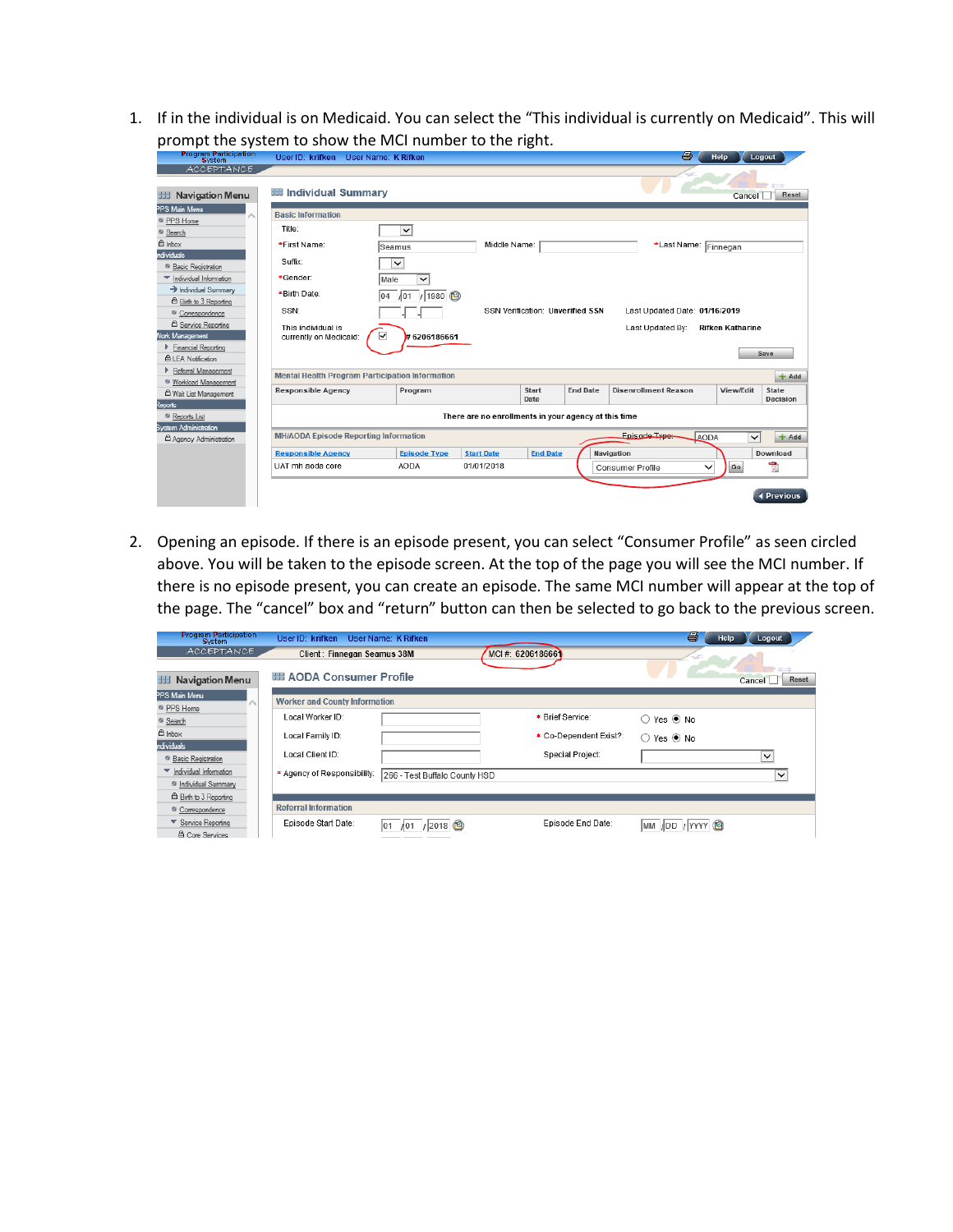1. If in the individual is on Medicaid. You can select the "This individual is currently on Medicaid". This will prompt the system to show the MCI number to the right.

2. Opening an episode. If there is an episode present, you can select "Consumer Profile" as seen circled above. You will be taken to the episode screen. At the top of the page you will see the MCI number. If there is no episode present, you can create an episode. The same MCI number will appear at the top of the page. The "cancel" box and "return" button can then be selected to go back to the previous screen.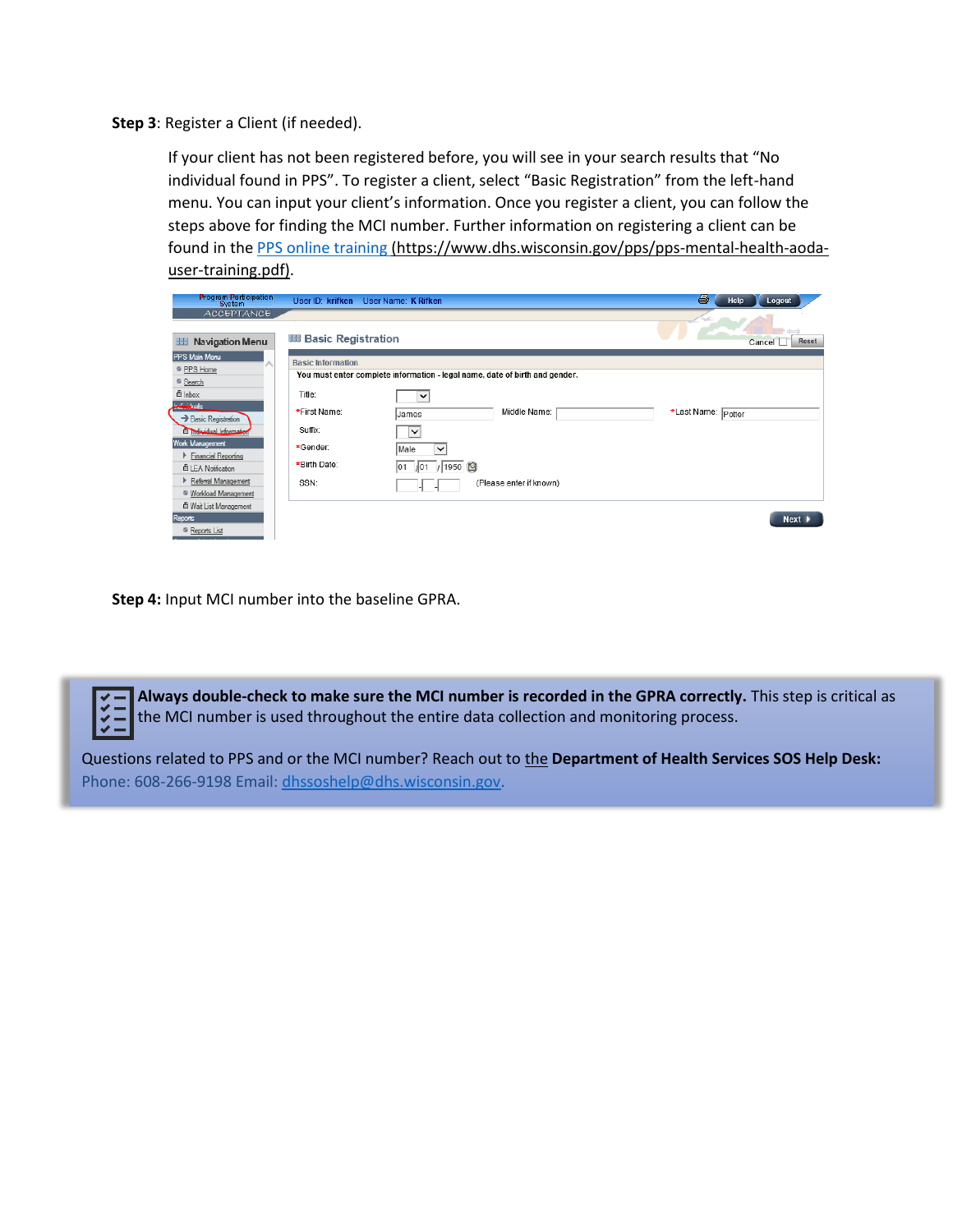**Step 3**: Register a Client (if needed).

If your client has not been registered before, you will see in your search results that "No individual found in PPS". To register a client, select "Basic Registration" from the left-hand menu. You can input your client's information. Once you register a client, you can follow the steps above for finding the MCI number. Further information on registering a client can be found in the PPS online training (https://www.dhs.wisconsin.gov/pps/pps-mental-health-aoda-user-training.pdf).

**Step 4:** Input MCI number into the baseline GPRA.

**Always double-check to make sure the MCI number is recorded in the GPRA correctly.** This step is critical as the MCI number is used throughout the entire data collection and monitoring process.

Questions related to PPS and or the MCI number? Reach out to the **Department of Health Services SOS Help Desk:** Phone: 608-266-9198 Email: dhssoshelp@dhs.wisconsin.gov.